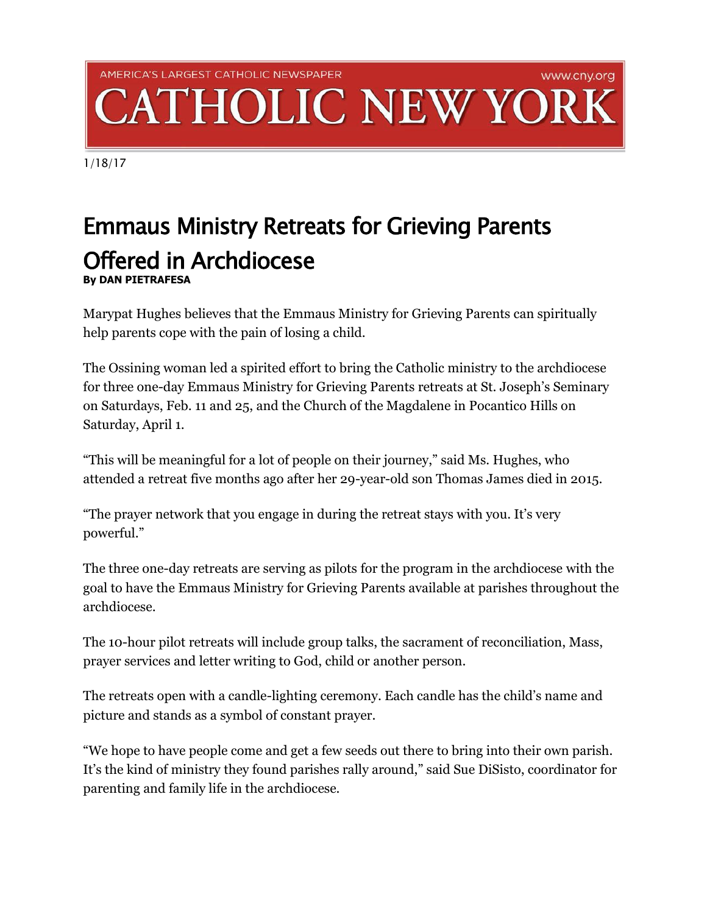AMERICA'S LARGEST CATHOLIC NEWSPAPER www.cny.org

# CATHOLIC NEW YORK

1/18/17

## Emmaus Ministry Retreats for Grieving Parents Offered in Archdiocese

**By DAN PIETRAFESA**

Marypat Hughes believes that the Emmaus Ministry for Grieving Parents can spiritually help parents cope with the pain of losing a child.

The Ossining woman led a spirited effort to bring the Catholic ministry to the archdiocese for three one-day Emmaus Ministry for Grieving Parents retreats at St. Joseph's Seminary on Saturdays, Feb. 11 and 25, and the Church of the Magdalene in Pocantico Hills on Saturday, April 1.

"This will be meaningful for a lot of people on their journey," said Ms. Hughes, who attended a retreat five months ago after her 29-year-old son Thomas James died in 2015.

"The prayer network that you engage in during the retreat stays with you. It's very powerful."

The three one-day retreats are serving as pilots for the program in the archdiocese with the goal to have the Emmaus Ministry for Grieving Parents available at parishes throughout the archdiocese.

The 10-hour pilot retreats will include group talks, the sacrament of reconciliation, Mass, prayer services and letter writing to God, child or another person.

The retreats open with a candle-lighting ceremony. Each candle has the child's name and picture and stands as a symbol of constant prayer.

"We hope to have people come and get a few seeds out there to bring into their own parish. It's the kind of ministry they found parishes rally around," said Sue DiSisto, coordinator for parenting and family life in the archdiocese.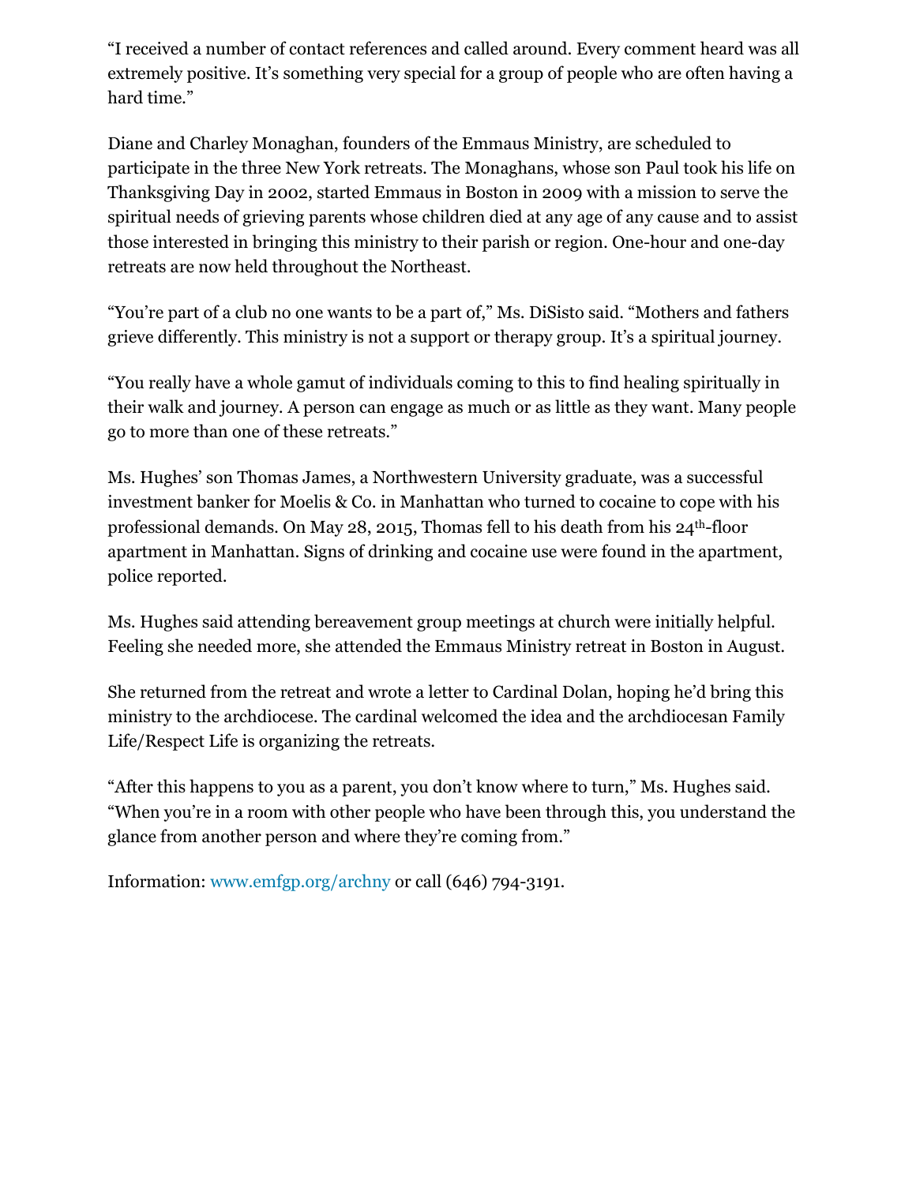"I received a number of contact references and called around. Every comment heard was all extremely positive. It's something very special for a group of people who are often having a hard time."

Diane and Charley Monaghan, founders of the Emmaus Ministry, are scheduled to participate in the three New York retreats. The Monaghans, whose son Paul took his life on Thanksgiving Day in 2002, started Emmaus in Boston in 2009 with a mission to serve the spiritual needs of grieving parents whose children died at any age of any cause and to assist those interested in bringing this ministry to their parish or region. One-hour and one-day retreats are now held throughout the Northeast.

"You're part of a club no one wants to be a part of," Ms. DiSisto said. "Mothers and fathers grieve differently. This ministry is not a support or therapy group. It's a spiritual journey.

"You really have a whole gamut of individuals coming to this to find healing spiritually in their walk and journey. A person can engage as much or as little as they want. Many people go to more than one of these retreats."

Ms. Hughes' son Thomas James, a Northwestern University graduate, was a successful investment banker for Moelis & Co. in Manhattan who turned to cocaine to cope with his professional demands. On May 28, 2015, Thomas fell to his death from his 24th-floor apartment in Manhattan. Signs of drinking and cocaine use were found in the apartment, police reported.

Ms. Hughes said attending bereavement group meetings at church were initially helpful. Feeling she needed more, she attended the Emmaus Ministry retreat in Boston in August.

She returned from the retreat and wrote a letter to Cardinal Dolan, hoping he'd bring this ministry to the archdiocese. The cardinal welcomed the idea and the archdiocesan Family Life/Respect Life is organizing the retreats.

"After this happens to you as a parent, you don't know where to turn," Ms. Hughes said. "When you're in a room with other people who have been through this, you understand the glance from another person and where they're coming from."

Information: www.emfgp.org/archny or call (646) 794-3191.